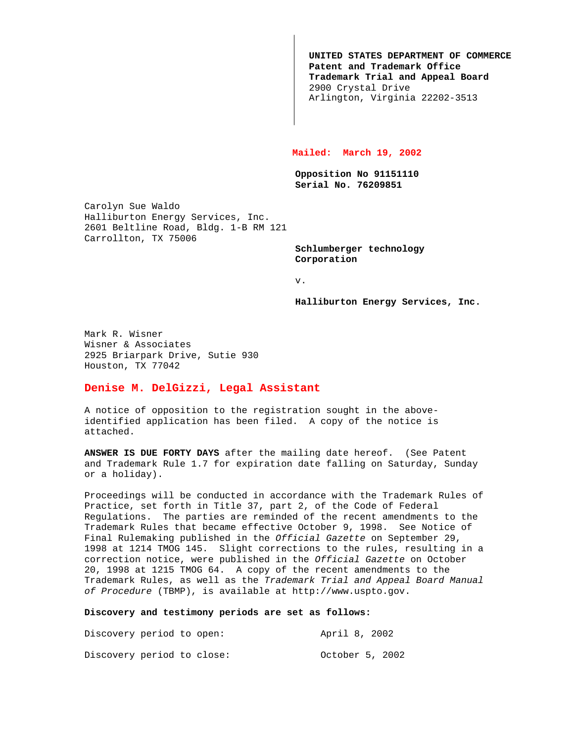**UNITED STATES DEPARTMENT OF COMMERCE**
**Patent and Trademark Office**
**Trademark Trial and Appeal Board**
2900 Crystal Drive
Arlington, Virginia 22202-3513

**Mailed: March 19, 2002**

**Opposition No 91151110**
**Serial No. 76209851**

Carolyn Sue Waldo
Halliburton Energy Services, Inc.
2601 Beltline Road, Bldg. 1-B RM 121
Carrollton, TX 75006

**Schlumberger technology Corporation**

v.

**Halliburton Energy Services, Inc.**

Mark R. Wisner
Wisner & Associates
2925 Briarpark Drive, Sutie 930
Houston, TX 77042

**Denise M. DelGizzi, Legal Assistant**

A notice of opposition to the registration sought in the above-identified application has been filed. A copy of the notice is attached.

**ANSWER IS DUE FORTY DAYS** after the mailing date hereof. (See Patent and Trademark Rule 1.7 for expiration date falling on Saturday, Sunday or a holiday).

Proceedings will be conducted in accordance with the Trademark Rules of Practice, set forth in Title 37, part 2, of the Code of Federal Regulations. The parties are reminded of the recent amendments to the Trademark Rules that became effective October 9, 1998. See Notice of Final Rulemaking published in the *Official Gazette* on September 29, 1998 at 1214 TMOG 145. Slight corrections to the rules, resulting in a correction notice, were published in the *Official Gazette* on October 20, 1998 at 1215 TMOG 64. A copy of the recent amendments to the Trademark Rules, as well as the *Trademark Trial and Appeal Board Manual of Procedure* (TBMP), is available at http://www.uspto.gov.

**Discovery and testimony periods are set as follows:**

| | |
|---|---|
| Discovery period to open: | April 8, 2002 |
| Discovery period to close: | October 5, 2002 |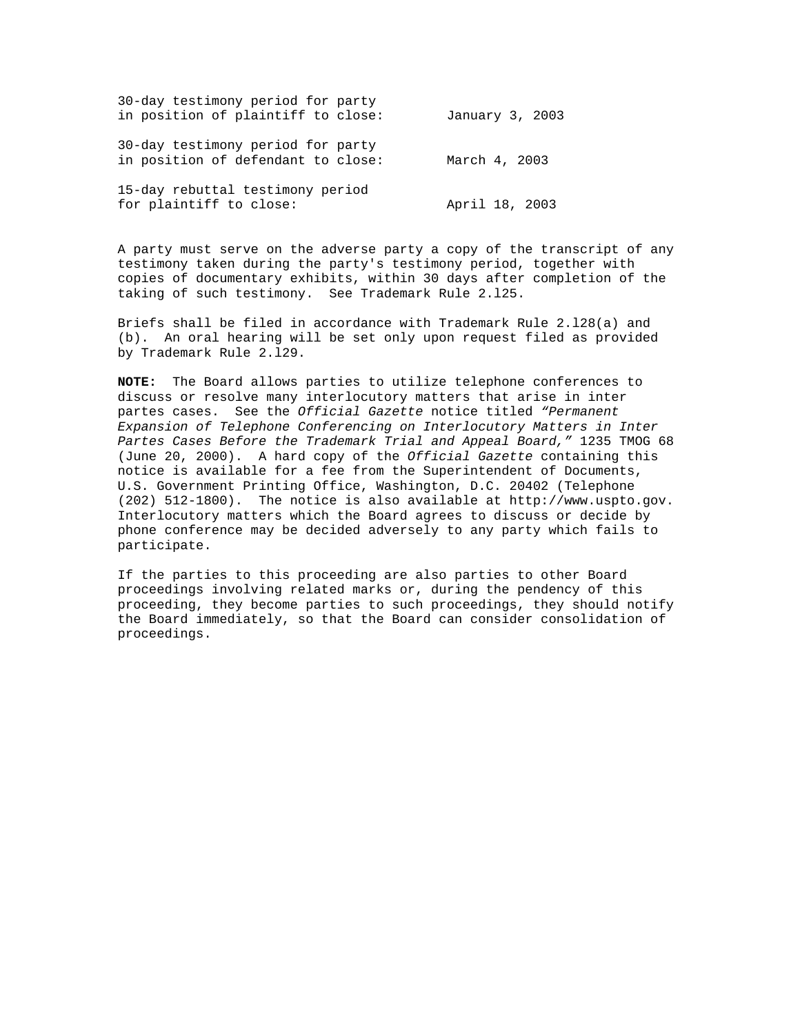| | |
|---|---|
| 30-day testimony period for party in position of plaintiff to close: | January 3, 2003 |
| 30-day testimony period for party in position of defendant to close: | March 4, 2003 |
| 15-day rebuttal testimony period for plaintiff to close: | April 18, 2003 |

A party must serve on the adverse party a copy of the transcript of any testimony taken during the party's testimony period, together with copies of documentary exhibits, within 30 days after completion of the taking of such testimony. See Trademark Rule 2.l25.

Briefs shall be filed in accordance with Trademark Rule 2.l28(a) and (b). An oral hearing will be set only upon request filed as provided by Trademark Rule 2.l29.

**NOTE:** The Board allows parties to utilize telephone conferences to discuss or resolve many interlocutory matters that arise in inter partes cases. See the *Official Gazette* notice titled *"Permanent Expansion of Telephone Conferencing on Interlocutory Matters in Inter Partes Cases Before the Trademark Trial and Appeal Board,"* 1235 TMOG 68 (June 20, 2000). A hard copy of the *Official Gazette* containing this notice is available for a fee from the Superintendent of Documents, U.S. Government Printing Office, Washington, D.C. 20402 (Telephone (202) 512-1800). The notice is also available at http://www.uspto.gov. Interlocutory matters which the Board agrees to discuss or decide by phone conference may be decided adversely to any party which fails to participate.

If the parties to this proceeding are also parties to other Board proceedings involving related marks or, during the pendency of this proceeding, they become parties to such proceedings, they should notify the Board immediately, so that the Board can consider consolidation of proceedings.